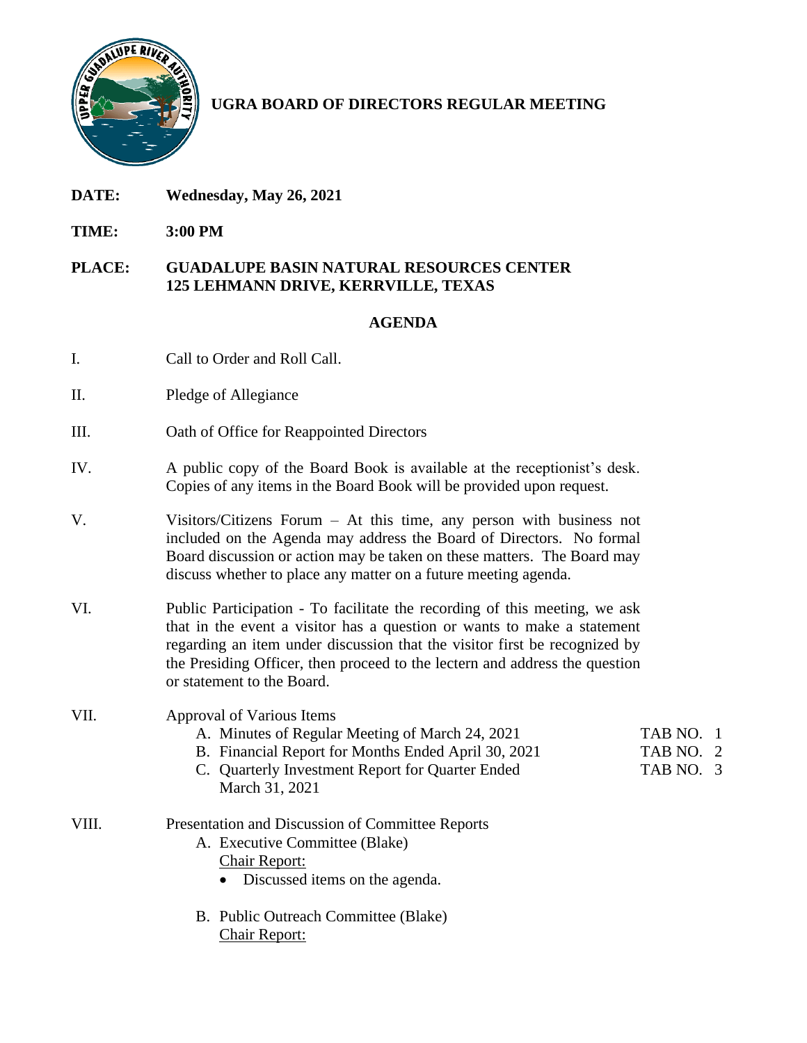# UGRA BOARD OF DIRECTORS REGULAR MEETING

**DATE:** **Wednesday, May 26, 2021**

**TIME:** **3:00 PM**

**PLACE:** **GUADALUPE BASIN NATURAL RESOURCES CENTER**
**125 LEHMANN DRIVE, KERRVILLE, TEXAS**

## AGENDA

I. Call to Order and Roll Call.

II. Pledge of Allegiance

III. Oath of Office for Reappointed Directors

IV. A public copy of the Board Book is available at the receptionist's desk. Copies of any items in the Board Book will be provided upon request.

V. Visitors/Citizens Forum – At this time, any person with business not included on the Agenda may address the Board of Directors. No formal Board discussion or action may be taken on these matters. The Board may discuss whether to place any matter on a future meeting agenda.

VI. Public Participation - To facilitate the recording of this meeting, we ask that in the event a visitor has a question or wants to make a statement regarding an item under discussion that the visitor first be recognized by the Presiding Officer, then proceed to the lectern and address the question or statement to the Board.

VII. Approval of Various Items

- A. Minutes of Regular Meeting of March 24, 2021 — TAB NO. 1
- B. Financial Report for Months Ended April 30, 2021 — TAB NO. 2
- C. Quarterly Investment Report for Quarter Ended March 31, 2021 — TAB NO. 3

VIII. Presentation and Discussion of Committee Reports

- A. Executive Committee (Blake)
  <u>Chair Report:</u>
  - Discussed items on the agenda.
- B. Public Outreach Committee (Blake)
  <u>Chair Report:</u>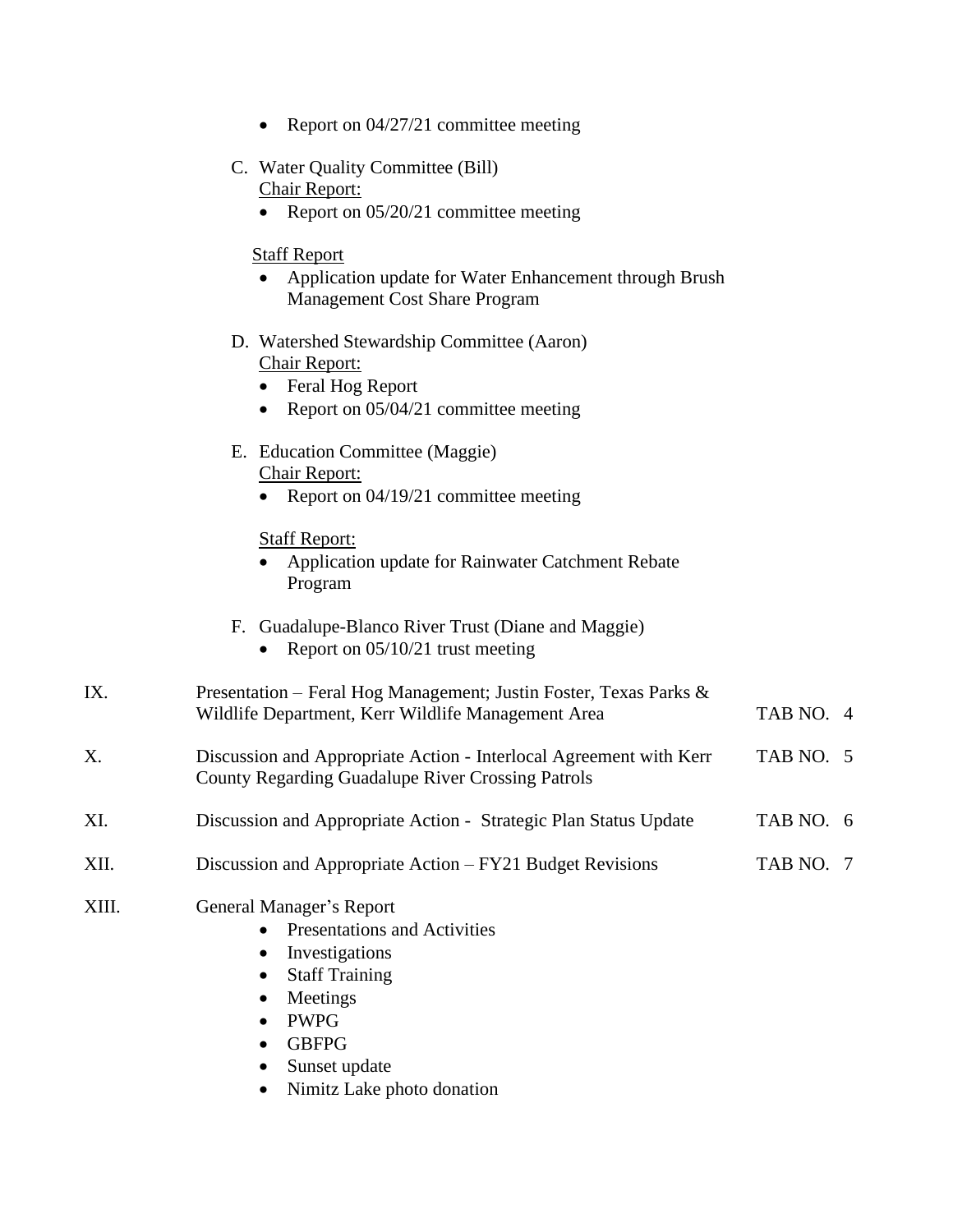- Report on 04/27/21 committee meeting

C. Water Quality Committee (Bill)

Chair Report:

- Report on 05/20/21 committee meeting

Staff Report

- Application update for Water Enhancement through Brush Management Cost Share Program

D. Watershed Stewardship Committee (Aaron)

Chair Report:

- Feral Hog Report
- Report on 05/04/21 committee meeting

E. Education Committee (Maggie)

Chair Report:

- Report on 04/19/21 committee meeting

Staff Report:

- Application update for Rainwater Catchment Rebate Program

F. Guadalupe-Blanco River Trust (Diane and Maggie)

- Report on 05/10/21 trust meeting

| | | |
|---|---|---|
| IX. | Presentation – Feral Hog Management; Justin Foster, Texas Parks & Wildlife Department, Kerr Wildlife Management Area | TAB NO. 4 |
| X. | Discussion and Appropriate Action - Interlocal Agreement with Kerr County Regarding Guadalupe River Crossing Patrols | TAB NO. 5 |
| XI. | Discussion and Appropriate Action - Strategic Plan Status Update | TAB NO. 6 |
| XII. | Discussion and Appropriate Action – FY21 Budget Revisions | TAB NO. 7 |

XIII. General Manager's Report

- Presentations and Activities
- Investigations
- Staff Training
- Meetings
- PWPG
- GBFPG
- Sunset update
- Nimitz Lake photo donation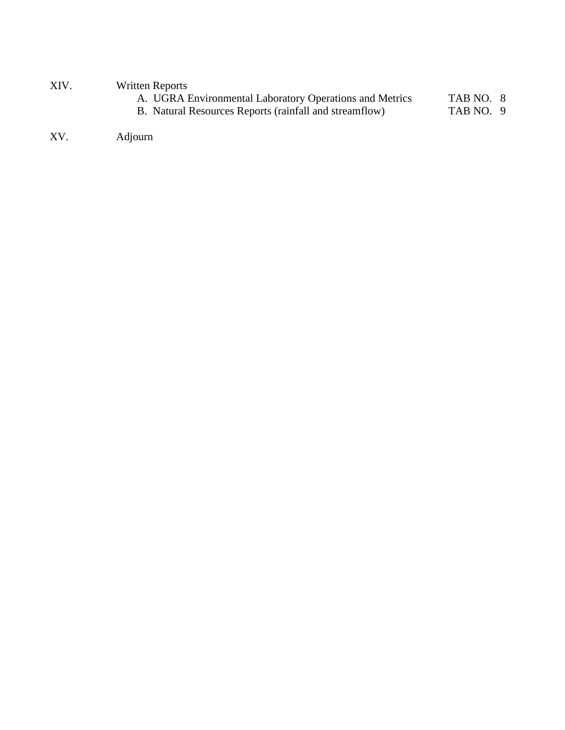XIV. Written Reports

A. UGRA Environmental Laboratory Operations and Metrics TAB NO. 8

B. Natural Resources Reports (rainfall and streamflow) TAB NO. 9

XV. Adjourn